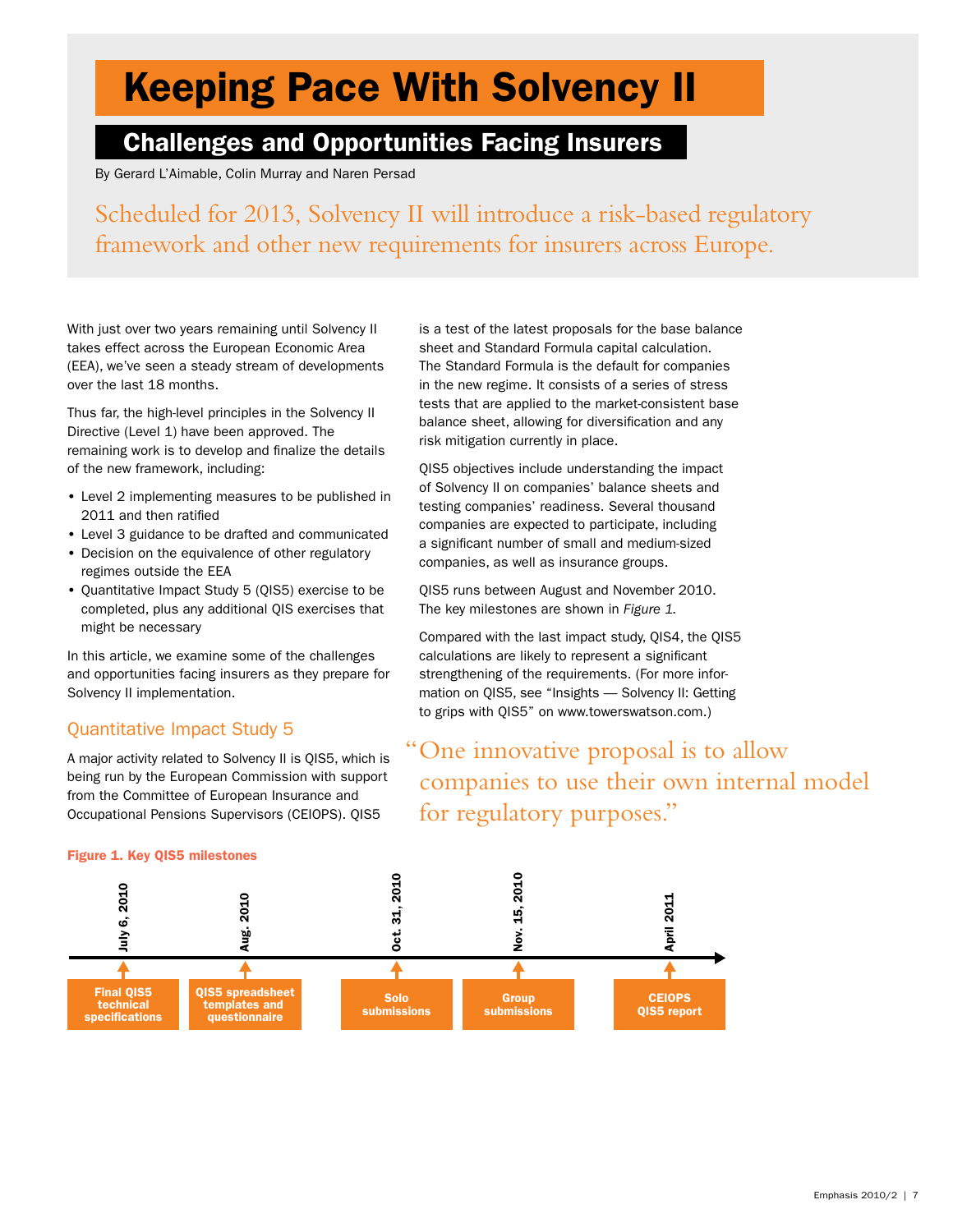# Keeping Pace With Solvency II

## Challenges and Opportunities Facing Insurers

By Gerard L'Aimable, Colin Murray and Naren Persad

Scheduled for 2013, Solvency II will introduce a risk-based regulatory framework and other new requirements for insurers across Europe.

With just over two years remaining until Solvency II takes effect across the European Economic Area (EEA), we've seen a steady stream of developments over the last 18 months.

Thus far, the high-level principles in the Solvency II Directive (Level 1) have been approved. The remaining work is to develop and finalize the details of the new framework, including:

- Level 2 implementing measures to be published in 2011 and then ratified
- Level 3 guidance to be drafted and communicated
- Decision on the equivalence of other regulatory regimes outside the EEA
- Quantitative Impact Study 5 (QIS5) exercise to be completed, plus any additional QIS exercises that might be necessary

In this article, we examine some of the challenges and opportunities facing insurers as they prepare for Solvency II implementation.

### Quantitative Impact Study 5

A major activity related to Solvency II is QIS5, which is being run by the European Commission with support from the Committee of European Insurance and Occupational Pensions Supervisors (CEIOPS). QIS5 is a test of the latest proposals for the base balance sheet and Standard Formula capital calculation. The Standard Formula is the default for companies in the new regime. It consists of a series of stress tests that are applied to the market-consistent base balance sheet, allowing for diversification and any risk mitigation currently in place.

QIS5 objectives include understanding the impact of Solvency II on companies' balance sheets and testing companies' readiness. Several thousand companies are expected to participate, including a significant number of small and medium-sized companies, as well as insurance groups.

QIS5 runs between August and November 2010. The key milestones are shown in *Figure 1.*

Compared with the last impact study, QIS4, the QIS5 calculations are likely to represent a significant strengthening of the requirements. (For more information on QIS5, see "Insights — Solvency II: Getting to grips with QIS5" on www.towerswatson.com.)

> "One innovative proposal is to allow companies to use their own internal model for regulatory purposes."

**Figure 1. Key QIS5 milestones**

| Date | Milestone |
|---|---|
| July 6, 2010 | Final QIS5 technical specifications |
| Aug. 2010 | QIS5 spreadsheet templates and questionnaire |
| Oct. 31, 2010 | Solo submissions |
| Nov. 15, 2010 | Group submissions |
| April 2011 | CEIOPS QIS5 report |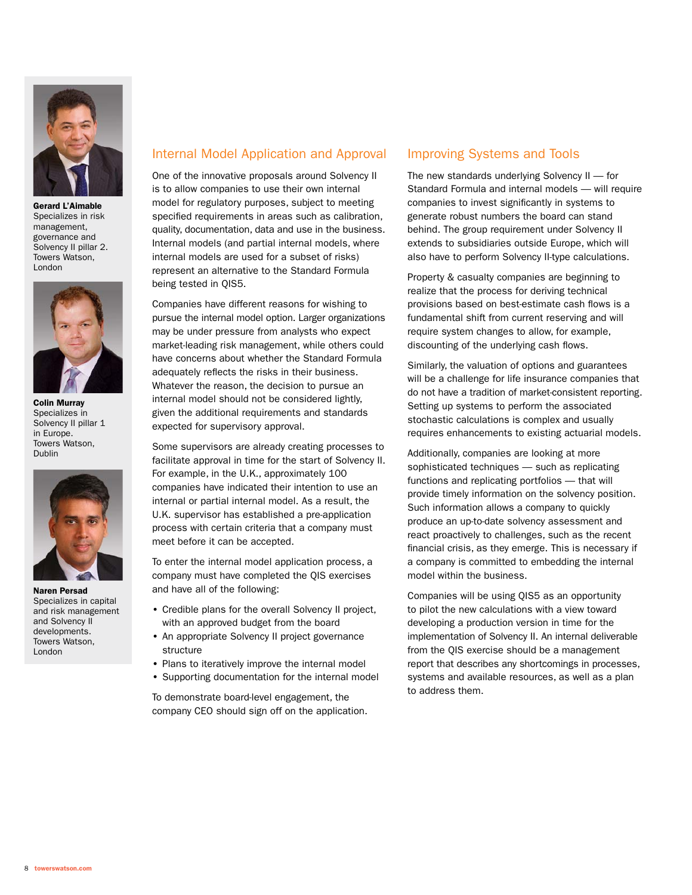**Gerard L'Aimable**
Specializes in risk management, governance and Solvency II pillar 2.
Towers Watson, London

**Colin Murray**
Specializes in Solvency II pillar 1 in Europe.
Towers Watson, Dublin

**Naren Persad**
Specializes in capital and risk management and Solvency II developments.
Towers Watson, London

## Internal Model Application and Approval

One of the innovative proposals around Solvency II is to allow companies to use their own internal model for regulatory purposes, subject to meeting specified requirements in areas such as calibration, quality, documentation, data and use in the business. Internal models (and partial internal models, where internal models are used for a subset of risks) represent an alternative to the Standard Formula being tested in QIS5.

Companies have different reasons for wishing to pursue the internal model option. Larger organizations may be under pressure from analysts who expect market-leading risk management, while others could have concerns about whether the Standard Formula adequately reflects the risks in their business. Whatever the reason, the decision to pursue an internal model should not be considered lightly, given the additional requirements and standards expected for supervisory approval.

Some supervisors are already creating processes to facilitate approval in time for the start of Solvency II. For example, in the U.K., approximately 100 companies have indicated their intention to use an internal or partial internal model. As a result, the U.K. supervisor has established a pre-application process with certain criteria that a company must meet before it can be accepted.

To enter the internal model application process, a company must have completed the QIS exercises and have all of the following:

- Credible plans for the overall Solvency II project, with an approved budget from the board
- An appropriate Solvency II project governance structure
- Plans to iteratively improve the internal model
- Supporting documentation for the internal model

To demonstrate board-level engagement, the company CEO should sign off on the application.

## Improving Systems and Tools

The new standards underlying Solvency II — for Standard Formula and internal models — will require companies to invest significantly in systems to generate robust numbers the board can stand behind. The group requirement under Solvency II extends to subsidiaries outside Europe, which will also have to perform Solvency II-type calculations.

Property & casualty companies are beginning to realize that the process for deriving technical provisions based on best-estimate cash flows is a fundamental shift from current reserving and will require system changes to allow, for example, discounting of the underlying cash flows.

Similarly, the valuation of options and guarantees will be a challenge for life insurance companies that do not have a tradition of market-consistent reporting. Setting up systems to perform the associated stochastic calculations is complex and usually requires enhancements to existing actuarial models.

Additionally, companies are looking at more sophisticated techniques — such as replicating functions and replicating portfolios — that will provide timely information on the solvency position. Such information allows a company to quickly produce an up-to-date solvency assessment and react proactively to challenges, such as the recent financial crisis, as they emerge. This is necessary if a company is committed to embedding the internal model within the business.

Companies will be using QIS5 as an opportunity to pilot the new calculations with a view toward developing a production version in time for the implementation of Solvency II. An internal deliverable from the QIS exercise should be a management report that describes any shortcomings in processes, systems and available resources, as well as a plan to address them.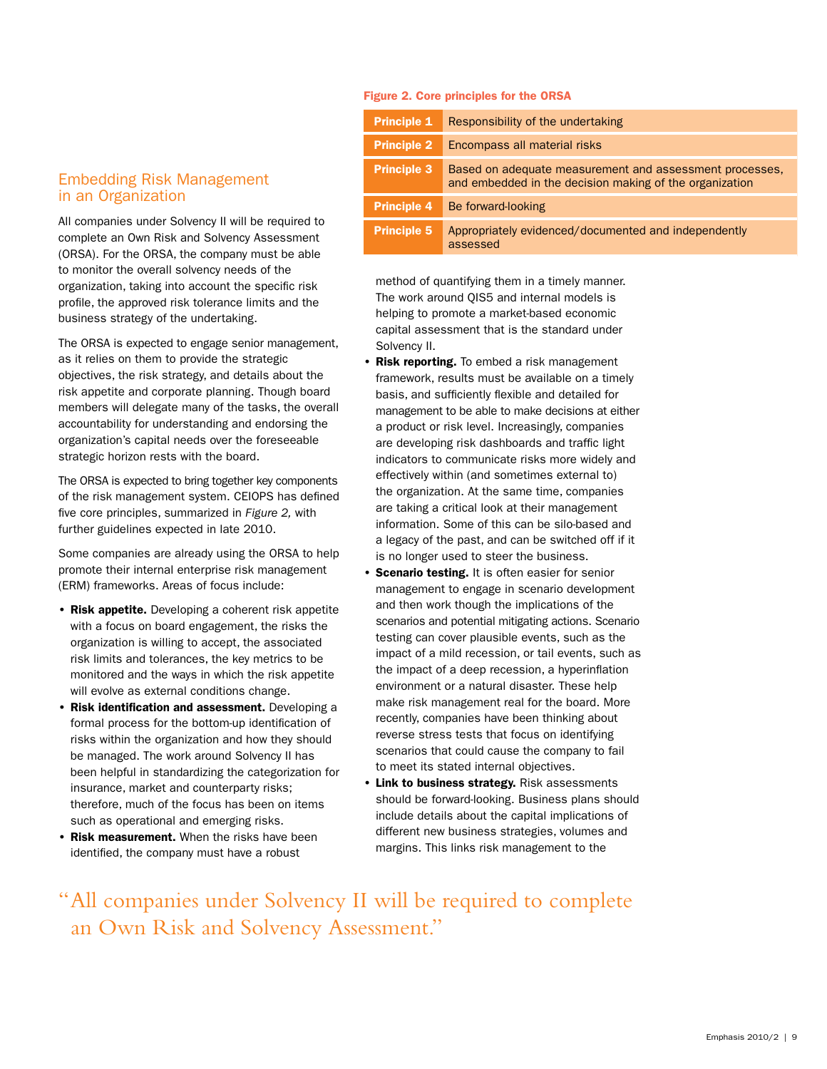## Embedding Risk Management in an Organization

All companies under Solvency II will be required to complete an Own Risk and Solvency Assessment (ORSA). For the ORSA, the company must be able to monitor the overall solvency needs of the organization, taking into account the specific risk profile, the approved risk tolerance limits and the business strategy of the undertaking.

The ORSA is expected to engage senior management, as it relies on them to provide the strategic objectives, the risk strategy, and details about the risk appetite and corporate planning. Though board members will delegate many of the tasks, the overall accountability for understanding and endorsing the organization's capital needs over the foreseeable strategic horizon rests with the board.

The ORSA is expected to bring together key components of the risk management system. CEIOPS has defined five core principles, summarized in *Figure 2,* with further guidelines expected in late 2010.

Figure 2. Core principles for the ORSA

| | |
|---|---|
| **Principle 1** | Responsibility of the undertaking |
| **Principle 2** | Encompass all material risks |
| **Principle 3** | Based on adequate measurement and assessment processes, and embedded in the decision making of the organization |
| **Principle 4** | Be forward-looking |
| **Principle 5** | Appropriately evidenced/documented and independently assessed |

Some companies are already using the ORSA to help promote their internal enterprise risk management (ERM) frameworks. Areas of focus include:

- **Risk appetite.** Developing a coherent risk appetite with a focus on board engagement, the risks the organization is willing to accept, the associated risk limits and tolerances, the key metrics to be monitored and the ways in which the risk appetite will evolve as external conditions change.
- **Risk identification and assessment.** Developing a formal process for the bottom-up identification of risks within the organization and how they should be managed. The work around Solvency II has been helpful in standardizing the categorization for insurance, market and counterparty risks; therefore, much of the focus has been on items such as operational and emerging risks.
- **Risk measurement.** When the risks have been identified, the company must have a robust method of quantifying them in a timely manner. The work around QIS5 and internal models is helping to promote a market-based economic capital assessment that is the standard under Solvency II.
- **Risk reporting.** To embed a risk management framework, results must be available on a timely basis, and sufficiently flexible and detailed for management to be able to make decisions at either a product or risk level. Increasingly, companies are developing risk dashboards and traffic light indicators to communicate risks more widely and effectively within (and sometimes external to) the organization. At the same time, companies are taking a critical look at their management information. Some of this can be silo-based and a legacy of the past, and can be switched off if it is no longer used to steer the business.
- **Scenario testing.** It is often easier for senior management to engage in scenario development and then work though the implications of the scenarios and potential mitigating actions. Scenario testing can cover plausible events, such as the impact of a mild recession, or tail events, such as the impact of a deep recession, a hyperinflation environment or a natural disaster. These help make risk management real for the board. More recently, companies have been thinking about reverse stress tests that focus on identifying scenarios that could cause the company to fail to meet its stated internal objectives.
- **Link to business strategy.** Risk assessments should be forward-looking. Business plans should include details about the capital implications of different new business strategies, volumes and margins. This links risk management to the

"All companies under Solvency II will be required to complete an Own Risk and Solvency Assessment."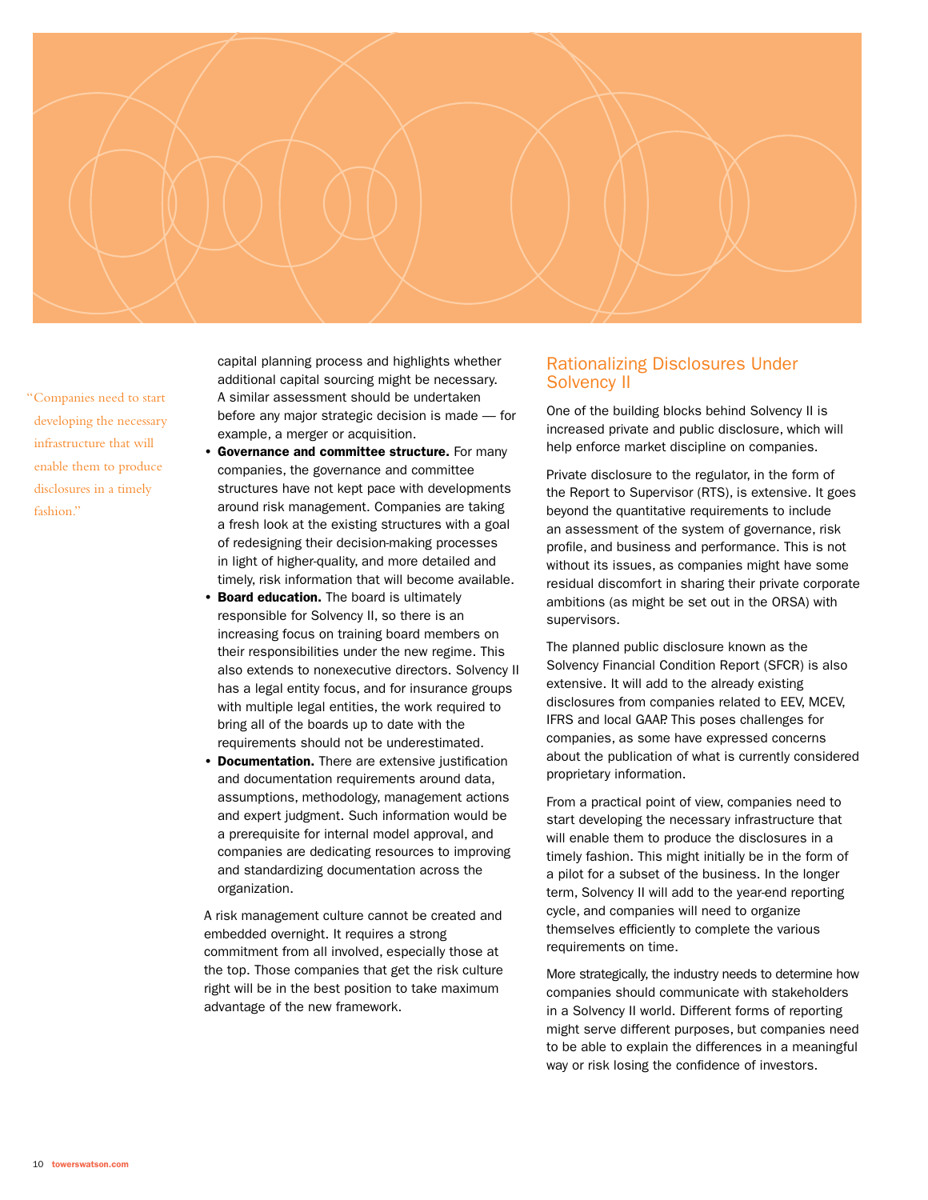> "Companies need to start developing the necessary infrastructure that will enable them to produce disclosures in a timely fashion."

capital planning process and highlights whether additional capital sourcing might be necessary. A similar assessment should be undertaken before any major strategic decision is made — for example, a merger or acquisition.

- **Governance and committee structure.** For many companies, the governance and committee structures have not kept pace with developments around risk management. Companies are taking a fresh look at the existing structures with a goal of redesigning their decision-making processes in light of higher-quality, and more detailed and timely, risk information that will become available.
- **Board education.** The board is ultimately responsible for Solvency II, so there is an increasing focus on training board members on their responsibilities under the new regime. This also extends to nonexecutive directors. Solvency II has a legal entity focus, and for insurance groups with multiple legal entities, the work required to bring all of the boards up to date with the requirements should not be underestimated.
- **Documentation.** There are extensive justification and documentation requirements around data, assumptions, methodology, management actions and expert judgment. Such information would be a prerequisite for internal model approval, and companies are dedicating resources to improving and standardizing documentation across the organization.

A risk management culture cannot be created and embedded overnight. It requires a strong commitment from all involved, especially those at the top. Those companies that get the risk culture right will be in the best position to take maximum advantage of the new framework.

## Rationalizing Disclosures Under Solvency II

One of the building blocks behind Solvency II is increased private and public disclosure, which will help enforce market discipline on companies.

Private disclosure to the regulator, in the form of the Report to Supervisor (RTS), is extensive. It goes beyond the quantitative requirements to include an assessment of the system of governance, risk profile, and business and performance. This is not without its issues, as companies might have some residual discomfort in sharing their private corporate ambitions (as might be set out in the ORSA) with supervisors.

The planned public disclosure known as the Solvency Financial Condition Report (SFCR) is also extensive. It will add to the already existing disclosures from companies related to EEV, MCEV, IFRS and local GAAP. This poses challenges for companies, as some have expressed concerns about the publication of what is currently considered proprietary information.

From a practical point of view, companies need to start developing the necessary infrastructure that will enable them to produce the disclosures in a timely fashion. This might initially be in the form of a pilot for a subset of the business. In the longer term, Solvency II will add to the year-end reporting cycle, and companies will need to organize themselves efficiently to complete the various requirements on time.

More strategically, the industry needs to determine how companies should communicate with stakeholders in a Solvency II world. Different forms of reporting might serve different purposes, but companies need to be able to explain the differences in a meaningful way or risk losing the confidence of investors.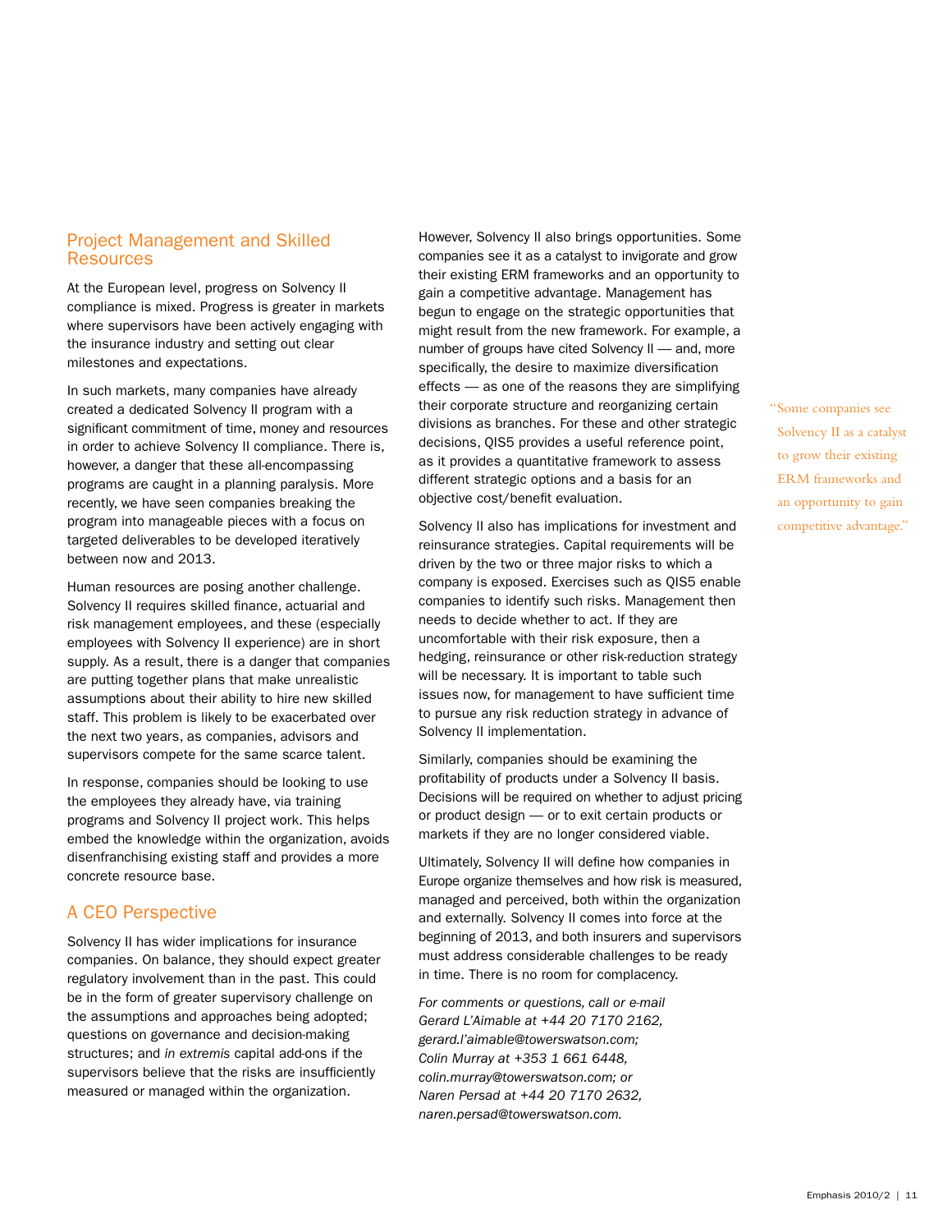## Project Management and Skilled Resources

At the European level, progress on Solvency II compliance is mixed. Progress is greater in markets where supervisors have been actively engaging with the insurance industry and setting out clear milestones and expectations.

In such markets, many companies have already created a dedicated Solvency II program with a significant commitment of time, money and resources in order to achieve Solvency II compliance. There is, however, a danger that these all-encompassing programs are caught in a planning paralysis. More recently, we have seen companies breaking the program into manageable pieces with a focus on targeted deliverables to be developed iteratively between now and 2013.

Human resources are posing another challenge. Solvency II requires skilled finance, actuarial and risk management employees, and these (especially employees with Solvency II experience) are in short supply. As a result, there is a danger that companies are putting together plans that make unrealistic assumptions about their ability to hire new skilled staff. This problem is likely to be exacerbated over the next two years, as companies, advisors and supervisors compete for the same scarce talent.

In response, companies should be looking to use the employees they already have, via training programs and Solvency II project work. This helps embed the knowledge within the organization, avoids disenfranchising existing staff and provides a more concrete resource base.

## A CEO Perspective

Solvency II has wider implications for insurance companies. On balance, they should expect greater regulatory involvement than in the past. This could be in the form of greater supervisory challenge on the assumptions and approaches being adopted; questions on governance and decision-making structures; and *in extremis* capital add-ons if the supervisors believe that the risks are insufficiently measured or managed within the organization.

However, Solvency II also brings opportunities. Some companies see it as a catalyst to invigorate and grow their existing ERM frameworks and an opportunity to gain a competitive advantage. Management has begun to engage on the strategic opportunities that might result from the new framework. For example, a number of groups have cited Solvency II — and, more specifically, the desire to maximize diversification effects — as one of the reasons they are simplifying their corporate structure and reorganizing certain divisions as branches. For these and other strategic decisions, QIS5 provides a useful reference point, as it provides a quantitative framework to assess different strategic options and a basis for an objective cost/benefit evaluation.

Solvency II also has implications for investment and reinsurance strategies. Capital requirements will be driven by the two or three major risks to which a company is exposed. Exercises such as QIS5 enable companies to identify such risks. Management then needs to decide whether to act. If they are uncomfortable with their risk exposure, then a hedging, reinsurance or other risk-reduction strategy will be necessary. It is important to table such issues now, for management to have sufficient time to pursue any risk reduction strategy in advance of Solvency II implementation.

Similarly, companies should be examining the profitability of products under a Solvency II basis. Decisions will be required on whether to adjust pricing or product design — or to exit certain products or markets if they are no longer considered viable.

Ultimately, Solvency II will define how companies in Europe organize themselves and how risk is measured, managed and perceived, both within the organization and externally. Solvency II comes into force at the beginning of 2013, and both insurers and supervisors must address considerable challenges to be ready in time. There is no room for complacency.

*For comments or questions, call or e-mail Gerard L'Aimable at +44 20 7170 2162, gerard.l'aimable@towerswatson.com; Colin Murray at +353 1 661 6448, colin.murray@towerswatson.com; or Naren Persad at +44 20 7170 2632, naren.persad@towerswatson.com.*

"Some companies see Solvency II as a catalyst to grow their existing ERM frameworks and an opportunity to gain competitive advantage."